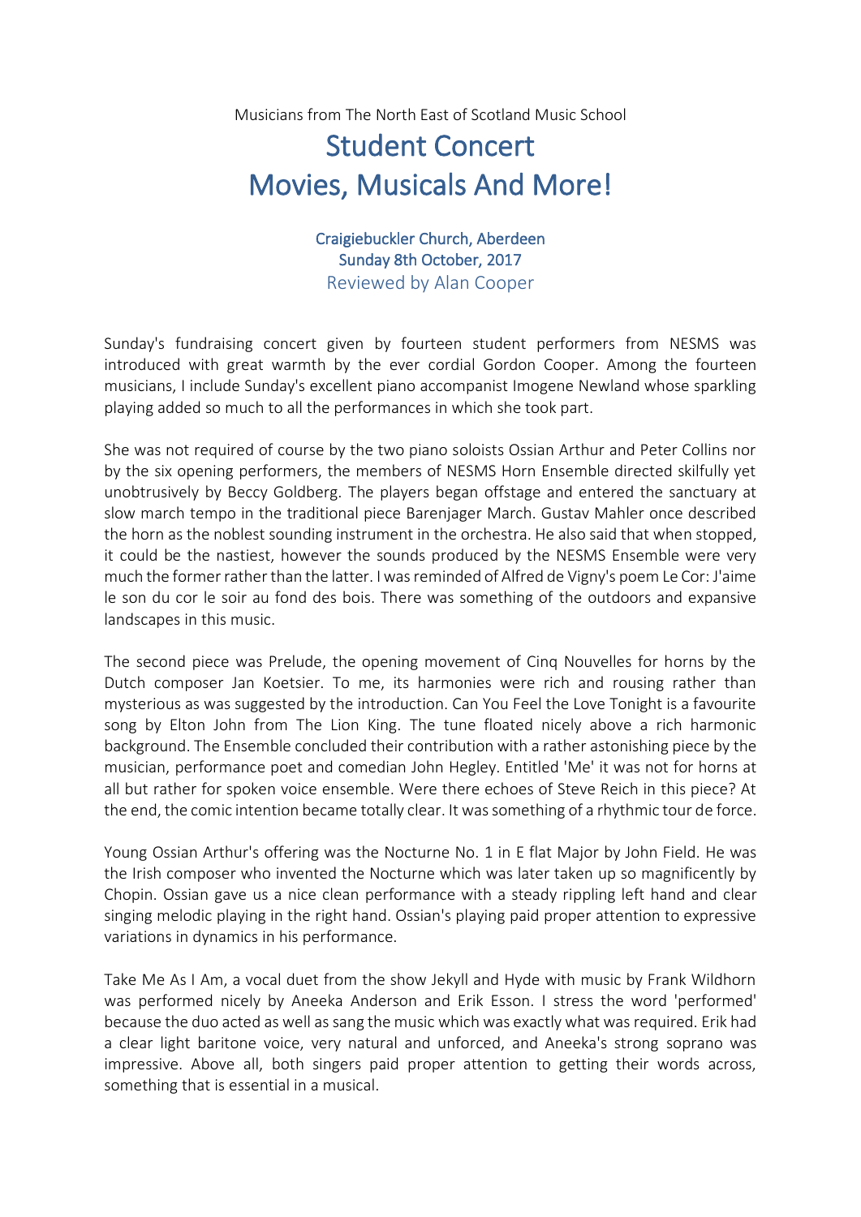Musicians from The North East of Scotland Music School

# Student Concert
# Movies, Musicals And More!

### Craigiebuckler Church, Aberdeen
### Sunday 8th October, 2017

Reviewed by Alan Cooper

Sunday's fundraising concert given by fourteen student performers from NESMS was introduced with great warmth by the ever cordial Gordon Cooper. Among the fourteen musicians, I include Sunday's excellent piano accompanist Imogene Newland whose sparkling playing added so much to all the performances in which she took part.

She was not required of course by the two piano soloists Ossian Arthur and Peter Collins nor by the six opening performers, the members of NESMS Horn Ensemble directed skilfully yet unobtrusively by Beccy Goldberg. The players began offstage and entered the sanctuary at slow march tempo in the traditional piece Barenjager March. Gustav Mahler once described the horn as the noblest sounding instrument in the orchestra. He also said that when stopped, it could be the nastiest, however the sounds produced by the NESMS Ensemble were very much the former rather than the latter. I was reminded of Alfred de Vigny's poem Le Cor: J'aime le son du cor le soir au fond des bois. There was something of the outdoors and expansive landscapes in this music.

The second piece was Prelude, the opening movement of Cinq Nouvelles for horns by the Dutch composer Jan Koetsier. To me, its harmonies were rich and rousing rather than mysterious as was suggested by the introduction. Can You Feel the Love Tonight is a favourite song by Elton John from The Lion King. The tune floated nicely above a rich harmonic background. The Ensemble concluded their contribution with a rather astonishing piece by the musician, performance poet and comedian John Hegley. Entitled 'Me' it was not for horns at all but rather for spoken voice ensemble. Were there echoes of Steve Reich in this piece? At the end, the comic intention became totally clear. It was something of a rhythmic tour de force.

Young Ossian Arthur's offering was the Nocturne No. 1 in E flat Major by John Field. He was the Irish composer who invented the Nocturne which was later taken up so magnificently by Chopin. Ossian gave us a nice clean performance with a steady rippling left hand and clear singing melodic playing in the right hand. Ossian's playing paid proper attention to expressive variations in dynamics in his performance.

Take Me As I Am, a vocal duet from the show Jekyll and Hyde with music by Frank Wildhorn was performed nicely by Aneeka Anderson and Erik Esson. I stress the word 'performed' because the duo acted as well as sang the music which was exactly what was required. Erik had a clear light baritone voice, very natural and unforced, and Aneeka's strong soprano was impressive. Above all, both singers paid proper attention to getting their words across, something that is essential in a musical.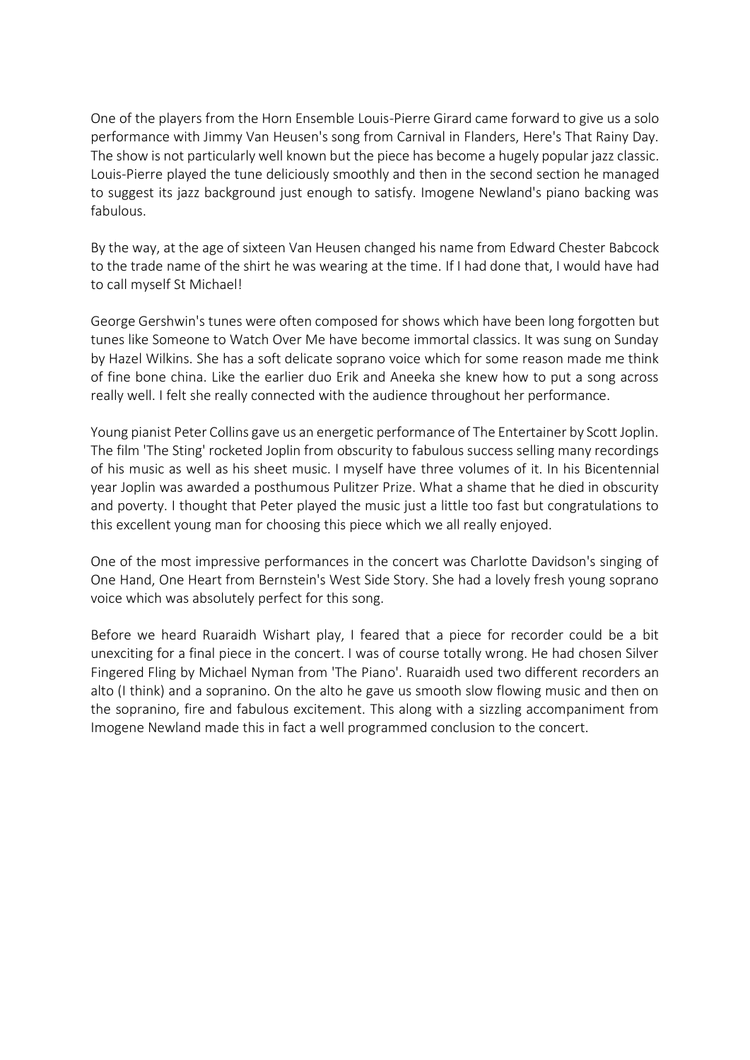One of the players from the Horn Ensemble Louis-Pierre Girard came forward to give us a solo performance with Jimmy Van Heusen's song from Carnival in Flanders, Here's That Rainy Day. The show is not particularly well known but the piece has become a hugely popular jazz classic. Louis-Pierre played the tune deliciously smoothly and then in the second section he managed to suggest its jazz background just enough to satisfy. Imogene Newland's piano backing was fabulous.

By the way, at the age of sixteen Van Heusen changed his name from Edward Chester Babcock to the trade name of the shirt he was wearing at the time. If I had done that, I would have had to call myself St Michael!

George Gershwin's tunes were often composed for shows which have been long forgotten but tunes like Someone to Watch Over Me have become immortal classics. It was sung on Sunday by Hazel Wilkins. She has a soft delicate soprano voice which for some reason made me think of fine bone china. Like the earlier duo Erik and Aneeka she knew how to put a song across really well. I felt she really connected with the audience throughout her performance.

Young pianist Peter Collins gave us an energetic performance of The Entertainer by Scott Joplin. The film 'The Sting' rocketed Joplin from obscurity to fabulous success selling many recordings of his music as well as his sheet music. I myself have three volumes of it. In his Bicentennial year Joplin was awarded a posthumous Pulitzer Prize. What a shame that he died in obscurity and poverty. I thought that Peter played the music just a little too fast but congratulations to this excellent young man for choosing this piece which we all really enjoyed.

One of the most impressive performances in the concert was Charlotte Davidson's singing of One Hand, One Heart from Bernstein's West Side Story. She had a lovely fresh young soprano voice which was absolutely perfect for this song.

Before we heard Ruaraidh Wishart play, I feared that a piece for recorder could be a bit unexciting for a final piece in the concert. I was of course totally wrong. He had chosen Silver Fingered Fling by Michael Nyman from 'The Piano'. Ruaraidh used two different recorders an alto (I think) and a sopranino. On the alto he gave us smooth slow flowing music and then on the sopranino, fire and fabulous excitement. This along with a sizzling accompaniment from Imogene Newland made this in fact a well programmed conclusion to the concert.